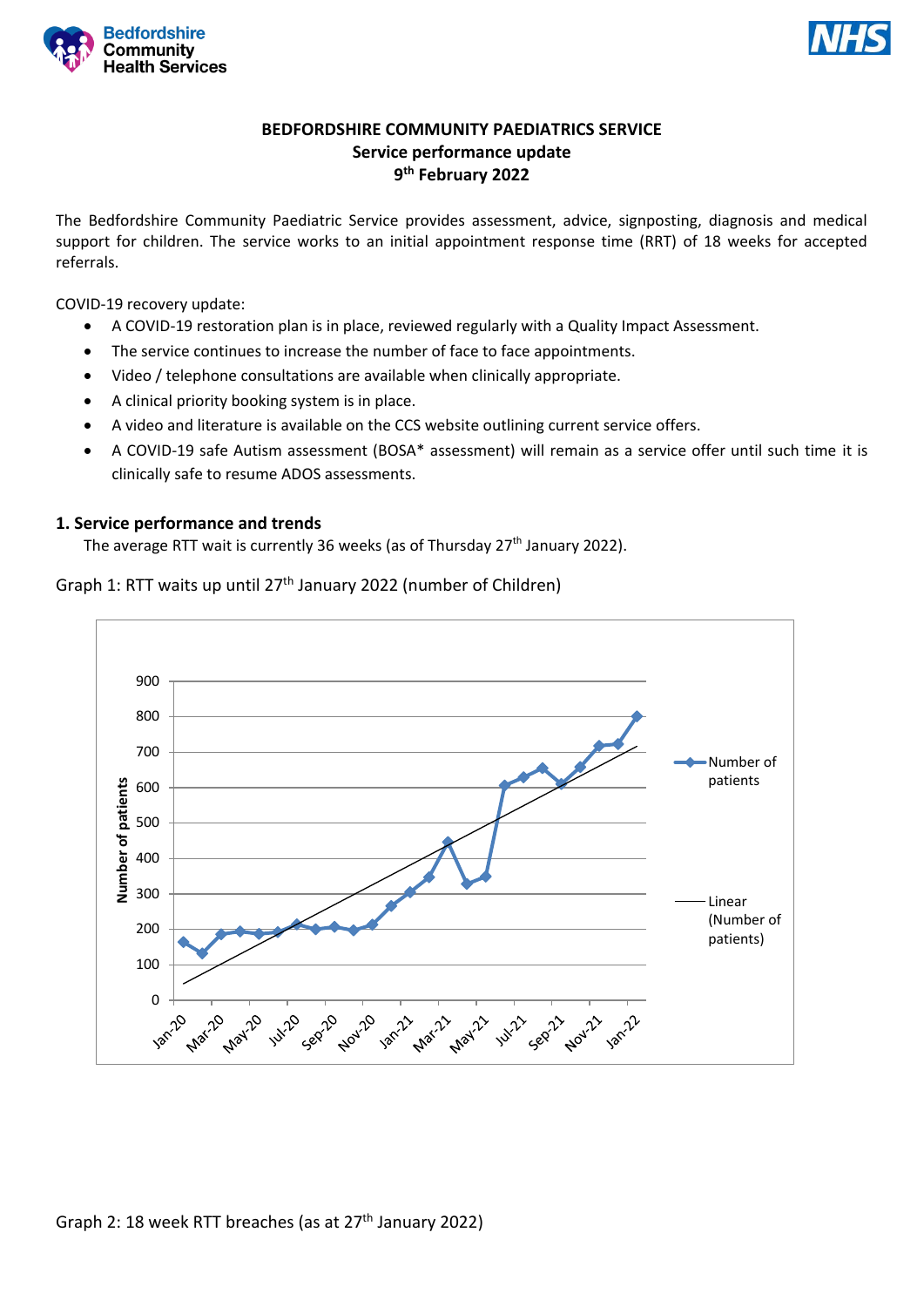**BEDFORDSHIRE COMMUNITY PAEDIATRICS SERVICE**
**Service performance update**
**9th February 2022**

The Bedfordshire Community Paediatric Service provides assessment, advice, signposting, diagnosis and medical support for children. The service works to an initial appointment response time (RRT) of 18 weeks for accepted referrals.

COVID-19 recovery update:

- A COVID-19 restoration plan is in place, reviewed regularly with a Quality Impact Assessment.
- The service continues to increase the number of face to face appointments.
- Video / telephone consultations are available when clinically appropriate.
- A clinical priority booking system is in place.
- A video and literature is available on the CCS website outlining current service offers.
- A COVID-19 safe Autism assessment (BOSA* assessment) will remain as a service offer until such time it is clinically safe to resume ADOS assessments.

### 1. Service performance and trends

The average RTT wait is currently 36 weeks (as of Thursday 27th January 2022).

Graph 1: RTT waits up until 27th January 2022 (number of Children)

Graph 2: 18 week RTT breaches (as at 27th January 2022)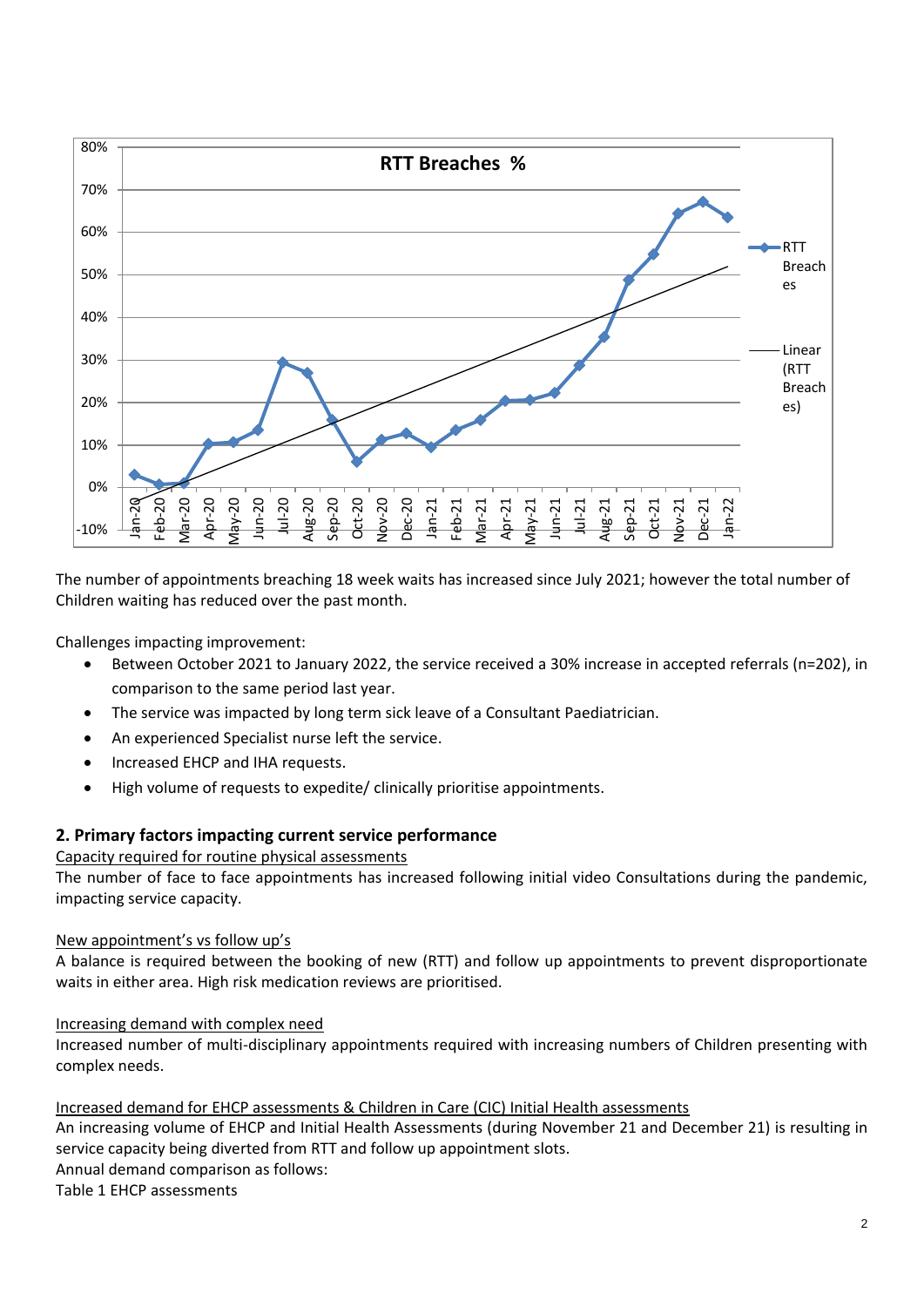The number of appointments breaching 18 week waits has increased since July 2021; however the total number of Children waiting has reduced over the past month.

Challenges impacting improvement:

- Between October 2021 to January 2022, the service received a 30% increase in accepted referrals (n=202), in comparison to the same period last year.
- The service was impacted by long term sick leave of a Consultant Paediatrician.
- An experienced Specialist nurse left the service.
- Increased EHCP and IHA requests.
- High volume of requests to expedite/ clinically prioritise appointments.

## 2. Primary factors impacting current service performance

Capacity required for routine physical assessments

The number of face to face appointments has increased following initial video Consultations during the pandemic, impacting service capacity.

New appointment's vs follow up's

A balance is required between the booking of new (RTT) and follow up appointments to prevent disproportionate waits in either area. High risk medication reviews are prioritised.

Increasing demand with complex need

Increased number of multi-disciplinary appointments required with increasing numbers of Children presenting with complex needs.

Increased demand for EHCP assessments & Children in Care (CIC) Initial Health assessments

An increasing volume of EHCP and Initial Health Assessments (during November 21 and December 21) is resulting in service capacity being diverted from RTT and follow up appointment slots.

Annual demand comparison as follows:

Table 1 EHCP assessments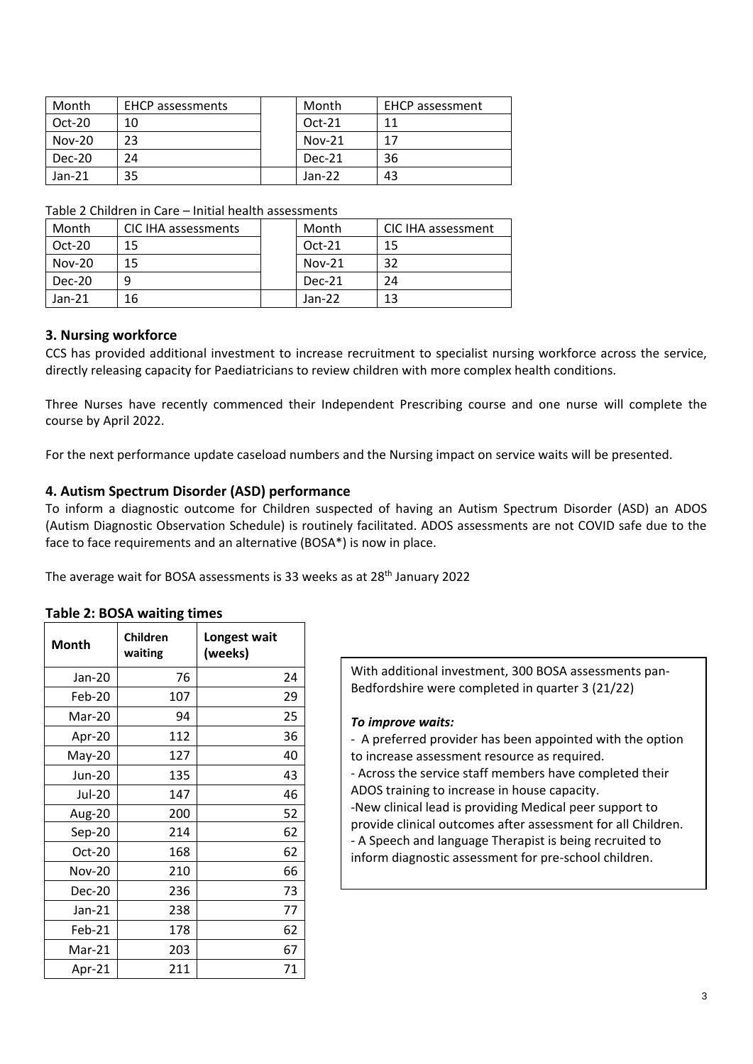| Month | EHCP assessments | | Month | EHCP assessment |
|---|---|---|---|---|
| Oct-20 | 10 | | Oct-21 | 11 |
| Nov-20 | 23 | | Nov-21 | 17 |
| Dec-20 | 24 | | Dec-21 | 36 |
| Jan-21 | 35 | | Jan-22 | 43 |

Table 2 Children in Care – Initial health assessments

| Month | CIC IHA assessments | | Month | CIC IHA assessment |
|---|---|---|---|---|
| Oct-20 | 15 | | Oct-21 | 15 |
| Nov-20 | 15 | | Nov-21 | 32 |
| Dec-20 | 9 | | Dec-21 | 24 |
| Jan-21 | 16 | | Jan-22 | 13 |

## 3. Nursing workforce

CCS has provided additional investment to increase recruitment to specialist nursing workforce across the service, directly releasing capacity for Paediatricians to review children with more complex health conditions.

Three Nurses have recently commenced their Independent Prescribing course and one nurse will complete the course by April 2022.

For the next performance update caseload numbers and the Nursing impact on service waits will be presented.

## 4. Autism Spectrum Disorder (ASD) performance

To inform a diagnostic outcome for Children suspected of having an Autism Spectrum Disorder (ASD) an ADOS (Autism Diagnostic Observation Schedule) is routinely facilitated. ADOS assessments are not COVID safe due to the face to face requirements and an alternative (BOSA*) is now in place.

The average wait for BOSA assessments is 33 weeks as at 28th January 2022

### Table 2: BOSA waiting times

| Month | Children waiting | Longest wait (weeks) |
|---|---|---|
| Jan-20 | 76 | 24 |
| Feb-20 | 107 | 29 |
| Mar-20 | 94 | 25 |
| Apr-20 | 112 | 36 |
| May-20 | 127 | 40 |
| Jun-20 | 135 | 43 |
| Jul-20 | 147 | 46 |
| Aug-20 | 200 | 52 |
| Sep-20 | 214 | 62 |
| Oct-20 | 168 | 62 |
| Nov-20 | 210 | 66 |
| Dec-20 | 236 | 73 |
| Jan-21 | 238 | 77 |
| Feb-21 | 178 | 62 |
| Mar-21 | 203 | 67 |
| Apr-21 | 211 | 71 |

With additional investment, 300 BOSA assessments pan-Bedfordshire were completed in quarter 3 (21/22)

***To improve waits:***

- A preferred provider has been appointed with the option to increase assessment resource as required.
- Across the service staff members have completed their ADOS training to increase in house capacity.
- New clinical lead is providing Medical peer support to provide clinical outcomes after assessment for all Children.
- A Speech and language Therapist is being recruited to inform diagnostic assessment for pre-school children.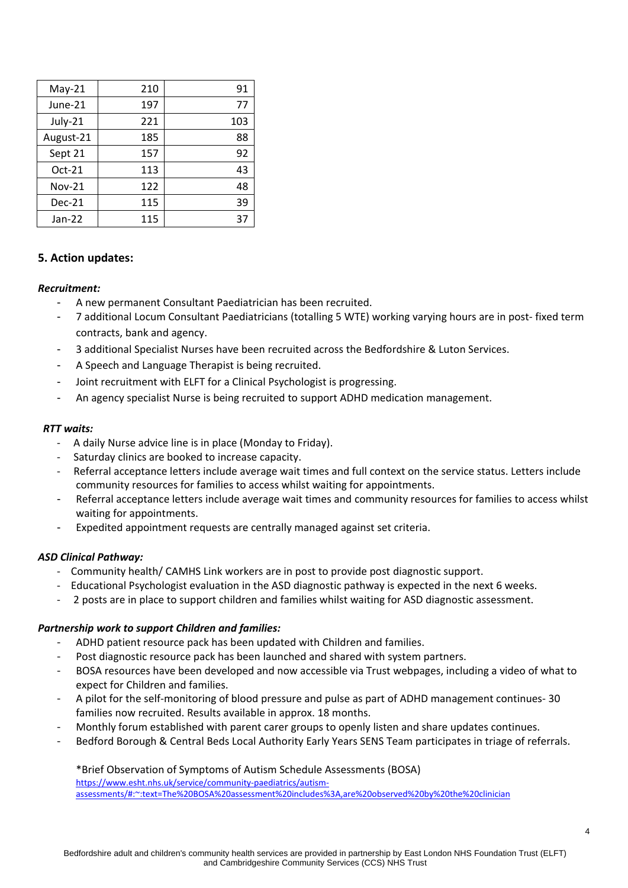| | | |
|---|---|---|
| May-21 | 210 | 91 |
| June-21 | 197 | 77 |
| July-21 | 221 | 103 |
| August-21 | 185 | 88 |
| Sept 21 | 157 | 92 |
| Oct-21 | 113 | 43 |
| Nov-21 | 122 | 48 |
| Dec-21 | 115 | 39 |
| Jan-22 | 115 | 37 |

## 5. Action updates:

***Recruitment:***

- A new permanent Consultant Paediatrician has been recruited.
- 7 additional Locum Consultant Paediatricians (totalling 5 WTE) working varying hours are in post- fixed term contracts, bank and agency.
- 3 additional Specialist Nurses have been recruited across the Bedfordshire & Luton Services.
- A Speech and Language Therapist is being recruited.
- Joint recruitment with ELFT for a Clinical Psychologist is progressing.
- An agency specialist Nurse is being recruited to support ADHD medication management.

***RTT waits:***

- A daily Nurse advice line is in place (Monday to Friday).
- Saturday clinics are booked to increase capacity.
- Referral acceptance letters include average wait times and full context on the service status. Letters include community resources for families to access whilst waiting for appointments.
- Referral acceptance letters include average wait times and community resources for families to access whilst waiting for appointments.
- Expedited appointment requests are centrally managed against set criteria.

***ASD Clinical Pathway:***

- Community health/ CAMHS Link workers are in post to provide post diagnostic support.
- Educational Psychologist evaluation in the ASD diagnostic pathway is expected in the next 6 weeks.
- 2 posts are in place to support children and families whilst waiting for ASD diagnostic assessment.

***Partnership work to support Children and families:***

- ADHD patient resource pack has been updated with Children and families.
- Post diagnostic resource pack has been launched and shared with system partners.
- BOSA resources have been developed and now accessible via Trust webpages, including a video of what to expect for Children and families.
- A pilot for the self-monitoring of blood pressure and pulse as part of ADHD management continues- 30 families now recruited. Results available in approx. 18 months.
- Monthly forum established with parent carer groups to openly listen and share updates continues.
- Bedford Borough & Central Beds Local Authority Early Years SENS Team participates in triage of referrals.

*Brief Observation of Symptoms of Autism Schedule Assessments (BOSA)
https://www.esht.nhs.uk/service/community-paediatrics/autism-assessments/#:~:text=The%20BOSA%20assessment%20includes%3A,are%20observed%20by%20the%20clinician

Bedfordshire adult and children's community health services are provided in partnership by East London NHS Foundation Trust (ELFT) and Cambridgeshire Community Services (CCS) NHS Trust